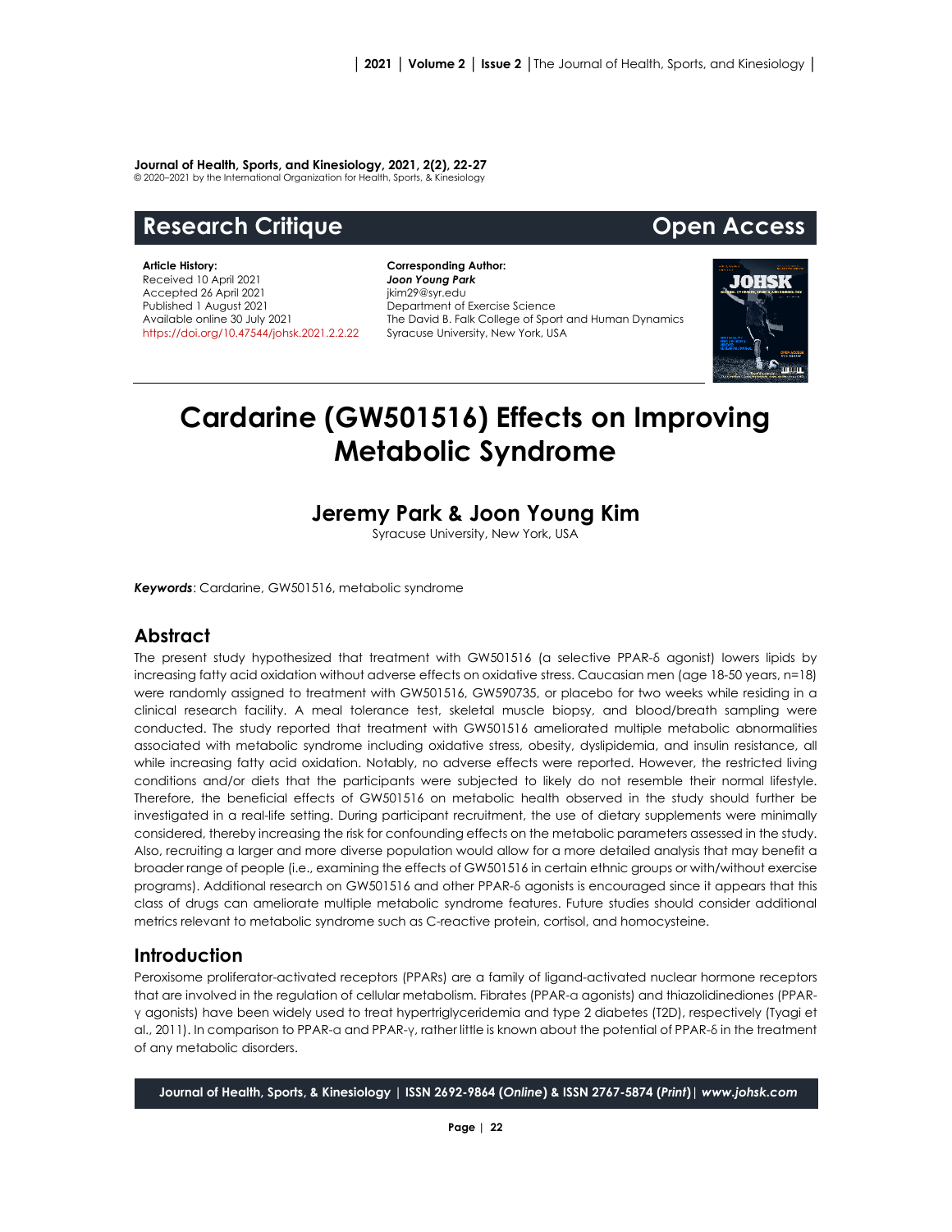**Journal of Health, Sports, and Kinesiology, 2021, 2(2), 22-27**
© 2020–2021 by the International Organization for Health, Sports, & Kinesiology

## Research Critique | Open Access

**Article History:**
Received 10 April 2021
Accepted 26 April 2021
Published 1 August 2021
Available online 30 July 2021
https://doi.org/10.47544/johsk.2021.2.2.22

**Corresponding Author:**
***Joon Young Park***
jkim29@syr.edu
Department of Exercise Science
The David B. Falk College of Sport and Human Dynamics
Syracuse University, New York, USA

# Cardarine (GW501516) Effects on Improving Metabolic Syndrome

## Jeremy Park & Joon Young Kim

Syracuse University, New York, USA

***Keywords***: Cardarine, GW501516, metabolic syndrome

## Abstract

The present study hypothesized that treatment with GW501516 (a selective PPAR-δ agonist) lowers lipids by increasing fatty acid oxidation without adverse effects on oxidative stress. Caucasian men (age 18-50 years, n=18) were randomly assigned to treatment with GW501516, GW590735, or placebo for two weeks while residing in a clinical research facility. A meal tolerance test, skeletal muscle biopsy, and blood/breath sampling were conducted. The study reported that treatment with GW501516 ameliorated multiple metabolic abnormalities associated with metabolic syndrome including oxidative stress, obesity, dyslipidemia, and insulin resistance, all while increasing fatty acid oxidation. Notably, no adverse effects were reported. However, the restricted living conditions and/or diets that the participants were subjected to likely do not resemble their normal lifestyle. Therefore, the beneficial effects of GW501516 on metabolic health observed in the study should further be investigated in a real-life setting. During participant recruitment, the use of dietary supplements were minimally considered, thereby increasing the risk for confounding effects on the metabolic parameters assessed in the study. Also, recruiting a larger and more diverse population would allow for a more detailed analysis that may benefit a broader range of people (i.e., examining the effects of GW501516 in certain ethnic groups or with/without exercise programs). Additional research on GW501516 and other PPAR-δ agonists is encouraged since it appears that this class of drugs can ameliorate multiple metabolic syndrome features. Future studies should consider additional metrics relevant to metabolic syndrome such as C-reactive protein, cortisol, and homocysteine.

## Introduction

Peroxisome proliferator-activated receptors (PPARs) are a family of ligand-activated nuclear hormone receptors that are involved in the regulation of cellular metabolism. Fibrates (PPAR-α agonists) and thiazolidinediones (PPAR-γ agonists) have been widely used to treat hypertriglyceridemia and type 2 diabetes (T2D), respectively (Tyagi et al., 2011). In comparison to PPAR-α and PPAR-γ, rather little is known about the potential of PPAR-δ in the treatment of any metabolic disorders.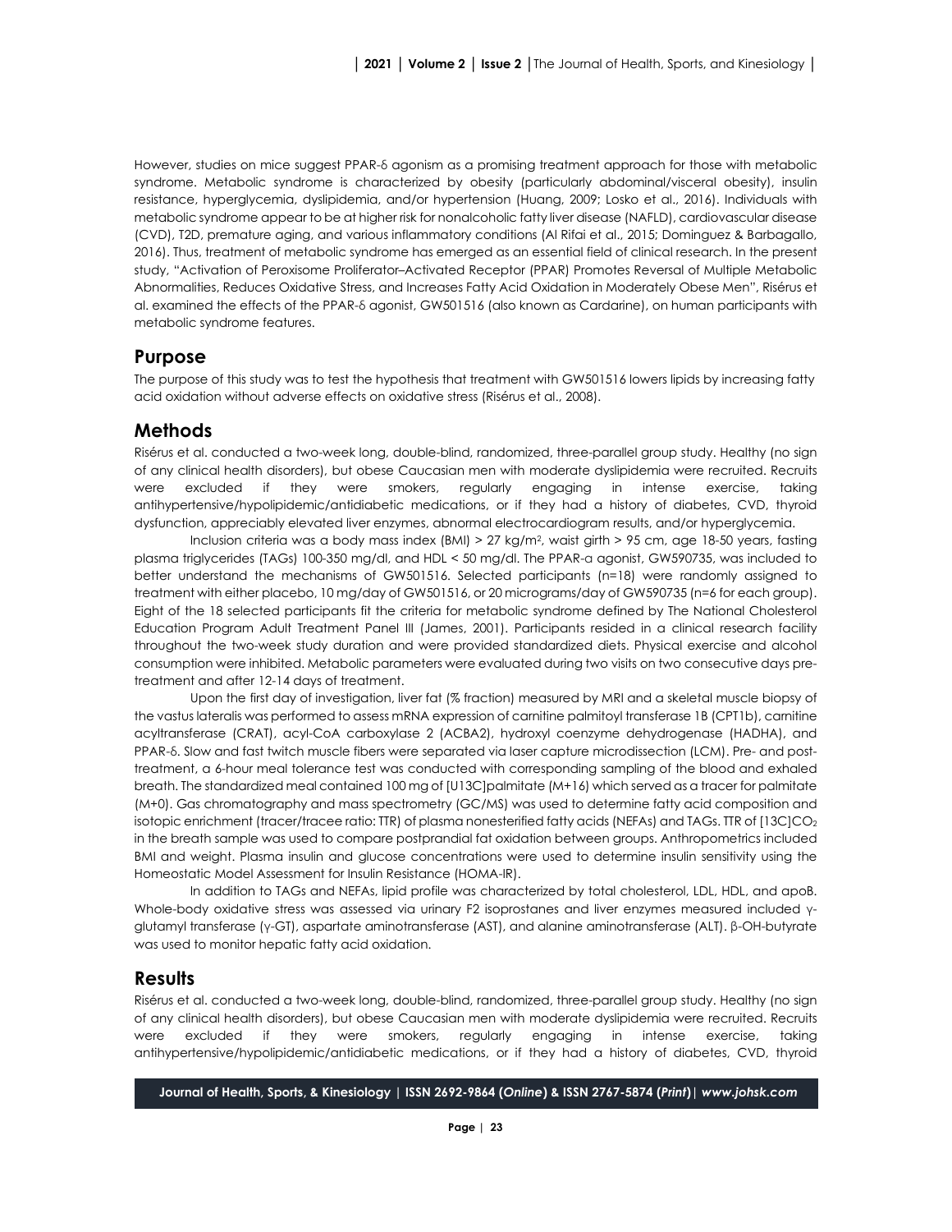However, studies on mice suggest PPAR-δ agonism as a promising treatment approach for those with metabolic syndrome. Metabolic syndrome is characterized by obesity (particularly abdominal/visceral obesity), insulin resistance, hyperglycemia, dyslipidemia, and/or hypertension (Huang, 2009; Losko et al., 2016). Individuals with metabolic syndrome appear to be at higher risk for nonalcoholic fatty liver disease (NAFLD), cardiovascular disease (CVD), T2D, premature aging, and various inflammatory conditions (Al Rifai et al., 2015; Dominguez & Barbagallo, 2016). Thus, treatment of metabolic syndrome has emerged as an essential field of clinical research. In the present study, "Activation of Peroxisome Proliferator–Activated Receptor (PPAR) Promotes Reversal of Multiple Metabolic Abnormalities, Reduces Oxidative Stress, and Increases Fatty Acid Oxidation in Moderately Obese Men", Risérus et al. examined the effects of the PPAR-δ agonist, GW501516 (also known as Cardarine), on human participants with metabolic syndrome features.

## Purpose

The purpose of this study was to test the hypothesis that treatment with GW501516 lowers lipids by increasing fatty acid oxidation without adverse effects on oxidative stress (Risérus et al., 2008).

## Methods

Risérus et al. conducted a two-week long, double-blind, randomized, three-parallel group study. Healthy (no sign of any clinical health disorders), but obese Caucasian men with moderate dyslipidemia were recruited. Recruits were excluded if they were smokers, regularly engaging in intense exercise, taking antihypertensive/hypolipidemic/antidiabetic medications, or if they had a history of diabetes, CVD, thyroid dysfunction, appreciably elevated liver enzymes, abnormal electrocardiogram results, and/or hyperglycemia.

Inclusion criteria was a body mass index (BMI) > 27 kg/m$^2$, waist girth > 95 cm, age 18-50 years, fasting plasma triglycerides (TAGs) 100-350 mg/dl, and HDL < 50 mg/dl. The PPAR-α agonist, GW590735, was included to better understand the mechanisms of GW501516. Selected participants (n=18) were randomly assigned to treatment with either placebo, 10 mg/day of GW501516, or 20 micrograms/day of GW590735 (n=6 for each group). Eight of the 18 selected participants fit the criteria for metabolic syndrome defined by The National Cholesterol Education Program Adult Treatment Panel III (James, 2001). Participants resided in a clinical research facility throughout the two-week study duration and were provided standardized diets. Physical exercise and alcohol consumption were inhibited. Metabolic parameters were evaluated during two visits on two consecutive days pre-treatment and after 12-14 days of treatment.

Upon the first day of investigation, liver fat (% fraction) measured by MRI and a skeletal muscle biopsy of the vastus lateralis was performed to assess mRNA expression of carnitine palmitoyl transferase 1B (CPT1b), carnitine acyltransferase (CRAT), acyl-CoA carboxylase 2 (ACBA2), hydroxyl coenzyme dehydrogenase (HADHA), and PPAR-δ. Slow and fast twitch muscle fibers were separated via laser capture microdissection (LCM). Pre- and post-treatment, a 6-hour meal tolerance test was conducted with corresponding sampling of the blood and exhaled breath. The standardized meal contained 100 mg of [U13C]palmitate (M+16) which served as a tracer for palmitate (M+0). Gas chromatography and mass spectrometry (GC/MS) was used to determine fatty acid composition and isotopic enrichment (tracer/tracee ratio: TTR) of plasma nonesterified fatty acids (NEFAs) and TAGs. TTR of [13C]$CO_2$ in the breath sample was used to compare postprandial fat oxidation between groups. Anthropometrics included BMI and weight. Plasma insulin and glucose concentrations were used to determine insulin sensitivity using the Homeostatic Model Assessment for Insulin Resistance (HOMA-IR).

In addition to TAGs and NEFAs, lipid profile was characterized by total cholesterol, LDL, HDL, and apoB. Whole-body oxidative stress was assessed via urinary F2 isoprostanes and liver enzymes measured included γ-glutamyl transferase (γ-GT), aspartate aminotransferase (AST), and alanine aminotransferase (ALT). β-OH-butyrate was used to monitor hepatic fatty acid oxidation.

## Results

Risérus et al. conducted a two-week long, double-blind, randomized, three-parallel group study. Healthy (no sign of any clinical health disorders), but obese Caucasian men with moderate dyslipidemia were recruited. Recruits were excluded if they were smokers, regularly engaging in intense exercise, taking antihypertensive/hypolipidemic/antidiabetic medications, or if they had a history of diabetes, CVD, thyroid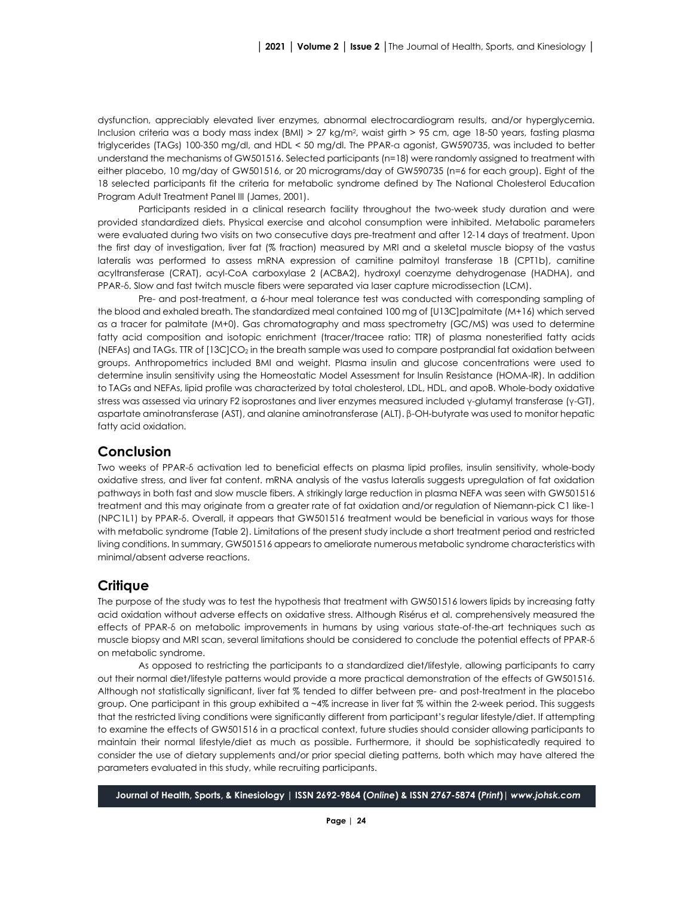dysfunction, appreciably elevated liver enzymes, abnormal electrocardiogram results, and/or hyperglycemia. Inclusion criteria was a body mass index (BMI) > 27 kg/m$^2$, waist girth > 95 cm, age 18-50 years, fasting plasma triglycerides (TAGs) 100-350 mg/dl, and HDL < 50 mg/dl. The PPAR-α agonist, GW590735, was included to better understand the mechanisms of GW501516. Selected participants (n=18) were randomly assigned to treatment with either placebo, 10 mg/day of GW501516, or 20 micrograms/day of GW590735 (n=6 for each group). Eight of the 18 selected participants fit the criteria for metabolic syndrome defined by The National Cholesterol Education Program Adult Treatment Panel III (James, 2001).

Participants resided in a clinical research facility throughout the two-week study duration and were provided standardized diets. Physical exercise and alcohol consumption were inhibited. Metabolic parameters were evaluated during two visits on two consecutive days pre-treatment and after 12-14 days of treatment. Upon the first day of investigation, liver fat (% fraction) measured by MRI and a skeletal muscle biopsy of the vastus lateralis was performed to assess mRNA expression of carnitine palmitoyl transferase 1B (CPT1b), carnitine acyltransferase (CRAT), acyl-CoA carboxylase 2 (ACBA2), hydroxyl coenzyme dehydrogenase (HADHA), and PPAR-δ. Slow and fast twitch muscle fibers were separated via laser capture microdissection (LCM).

Pre- and post-treatment, a 6-hour meal tolerance test was conducted with corresponding sampling of the blood and exhaled breath. The standardized meal contained 100 mg of [U13C]palmitate (M+16) which served as a tracer for palmitate (M+0). Gas chromatography and mass spectrometry (GC/MS) was used to determine fatty acid composition and isotopic enrichment (tracer/tracee ratio: TTR) of plasma nonesterified fatty acids (NEFAs) and TAGs. TTR of [13C]$CO_2$ in the breath sample was used to compare postprandial fat oxidation between groups. Anthropometrics included BMI and weight. Plasma insulin and glucose concentrations were used to determine insulin sensitivity using the Homeostatic Model Assessment for Insulin Resistance (HOMA-IR). In addition to TAGs and NEFAs, lipid profile was characterized by total cholesterol, LDL, HDL, and apoB. Whole-body oxidative stress was assessed via urinary F2 isoprostanes and liver enzymes measured included γ-glutamyl transferase (γ-GT), aspartate aminotransferase (AST), and alanine aminotransferase (ALT). β-OH-butyrate was used to monitor hepatic fatty acid oxidation.

## Conclusion

Two weeks of PPAR-δ activation led to beneficial effects on plasma lipid profiles, insulin sensitivity, whole-body oxidative stress, and liver fat content. mRNA analysis of the vastus lateralis suggests upregulation of fat oxidation pathways in both fast and slow muscle fibers. A strikingly large reduction in plasma NEFA was seen with GW501516 treatment and this may originate from a greater rate of fat oxidation and/or regulation of Niemann-pick C1 like-1 (NPC1L1) by PPAR-δ. Overall, it appears that GW501516 treatment would be beneficial in various ways for those with metabolic syndrome (Table 2). Limitations of the present study include a short treatment period and restricted living conditions. In summary, GW501516 appears to ameliorate numerous metabolic syndrome characteristics with minimal/absent adverse reactions.

## Critique

The purpose of the study was to test the hypothesis that treatment with GW501516 lowers lipids by increasing fatty acid oxidation without adverse effects on oxidative stress. Although Risérus et al. comprehensively measured the effects of PPAR-δ on metabolic improvements in humans by using various state-of-the-art techniques such as muscle biopsy and MRI scan, several limitations should be considered to conclude the potential effects of PPAR-δ on metabolic syndrome.

As opposed to restricting the participants to a standardized diet/lifestyle, allowing participants to carry out their normal diet/lifestyle patterns would provide a more practical demonstration of the effects of GW501516. Although not statistically significant, liver fat % tended to differ between pre- and post-treatment in the placebo group. One participant in this group exhibited a ~4% increase in liver fat % within the 2-week period. This suggests that the restricted living conditions were significantly different from participant's regular lifestyle/diet. If attempting to examine the effects of GW501516 in a practical context, future studies should consider allowing participants to maintain their normal lifestyle/diet as much as possible. Furthermore, it should be sophisticatedly required to consider the use of dietary supplements and/or prior special dieting patterns, both which may have altered the parameters evaluated in this study, while recruiting participants.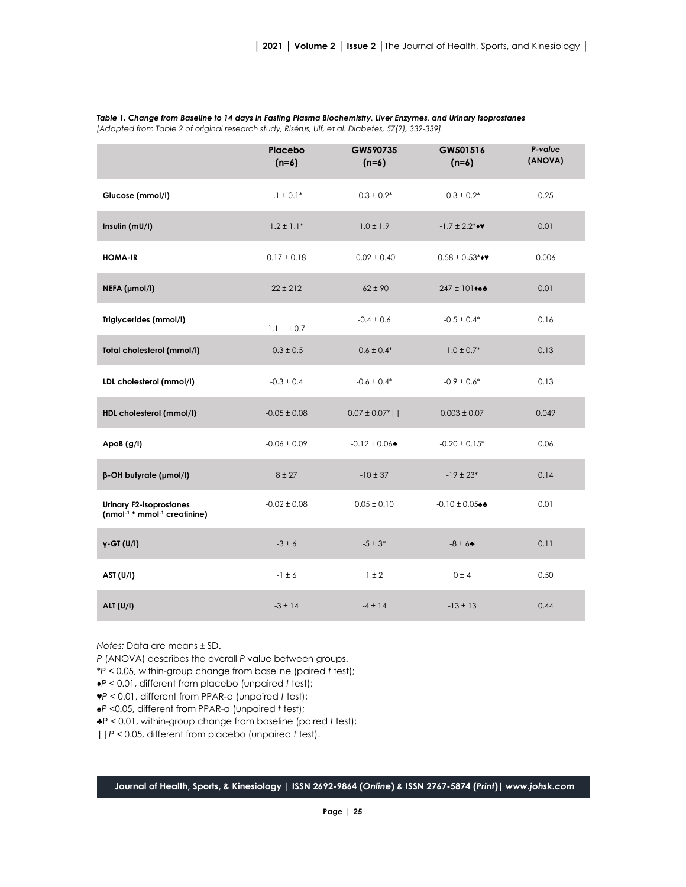***Table 1. Change from Baseline to 14 days in Fasting Plasma Biochemistry, Liver Enzymes, and Urinary Isoprostanes***
*[Adapted from Table 2 of original research study, Risérus, Ulf, et al. Diabetes, 57(2), 332-339].*

| | Placebo (n=6) | GW590735 (n=6) | GW501516 (n=6) | *P-value* (ANOVA) |
|---|---|---|---|---|
| **Glucose (mmol/l)** | -.1 ± 0.1* | -0.3 ± 0.2* | -0.3 ± 0.2* | 0.25 |
| **Insulin (mU/l)** | 1.2 ± 1.1* | 1.0 ± 1.9 | -1.7 ± 2.2*♦♥ | 0.01 |
| **HOMA-IR** | 0.17 ± 0.18 | -0.02 ± 0.40 | -0.58 ± 0.53*♦♥ | 0.006 |
| **NEFA (μmol/l)** | 22 ± 212 | -62 ± 90 | -247 ± 101♦♠♣ | 0.01 |
| **Triglycerides (mmol/l)** | 1.1 ± 0.7 | -0.4 ± 0.6 | -0.5 ± 0.4* | 0.16 |
| **Total cholesterol (mmol/l)** | -0.3 ± 0.5 | -0.6 ± 0.4* | -1.0 ± 0.7* | 0.13 |
| **LDL cholesterol (mmol/l)** | -0.3 ± 0.4 | -0.6 ± 0.4* | -0.9 ± 0.6* | 0.13 |
| **HDL cholesterol (mmol/l)** | -0.05 ± 0.08 | 0.07 ± 0.07*\|\| | 0.003 ± 0.07 | 0.049 |
| **ApoB (g/l)** | -0.06 ± 0.09 | -0.12 ± 0.06♣ | -0.20 ± 0.15* | 0.06 |
| **β-OH butyrate (μmol/l)** | 8 ± 27 | -10 ± 37 | -19 ± 23* | 0.14 |
| **Urinary F2-isoprostanes ($nmol^{-1}$ * $mmol^{-1}$ creatinine)** | -0.02 ± 0.08 | 0.05 ± 0.10 | -0.10 ± 0.05♠♣ | 0.01 |
| **γ-GT (U/l)** | -3 ± 6 | -5 ± 3* | -8 ± 6♣ | 0.11 |
| **AST (U/l)** | -1 ± 6 | 1 ± 2 | 0 ± 4 | 0.50 |
| **ALT (U/l)** | -3 ± 14 | -4 ± 14 | -13 ± 13 | 0.44 |

*Notes:* Data are means ± SD.
*P* (ANOVA) describes the overall *P* value between groups.
*$P < 0.05$, within-group change from baseline (paired *t* test);
♦$P < 0.01$, different from placebo (unpaired *t* test);
♥$P < 0.01$, different from PPAR-α (unpaired *t* test);
♠$P < 0.05$, different from PPAR-α (unpaired *t* test);
♣$P < 0.01$, within-group change from baseline (paired *t* test);
||$P < 0.05$, different from placebo (unpaired *t* test).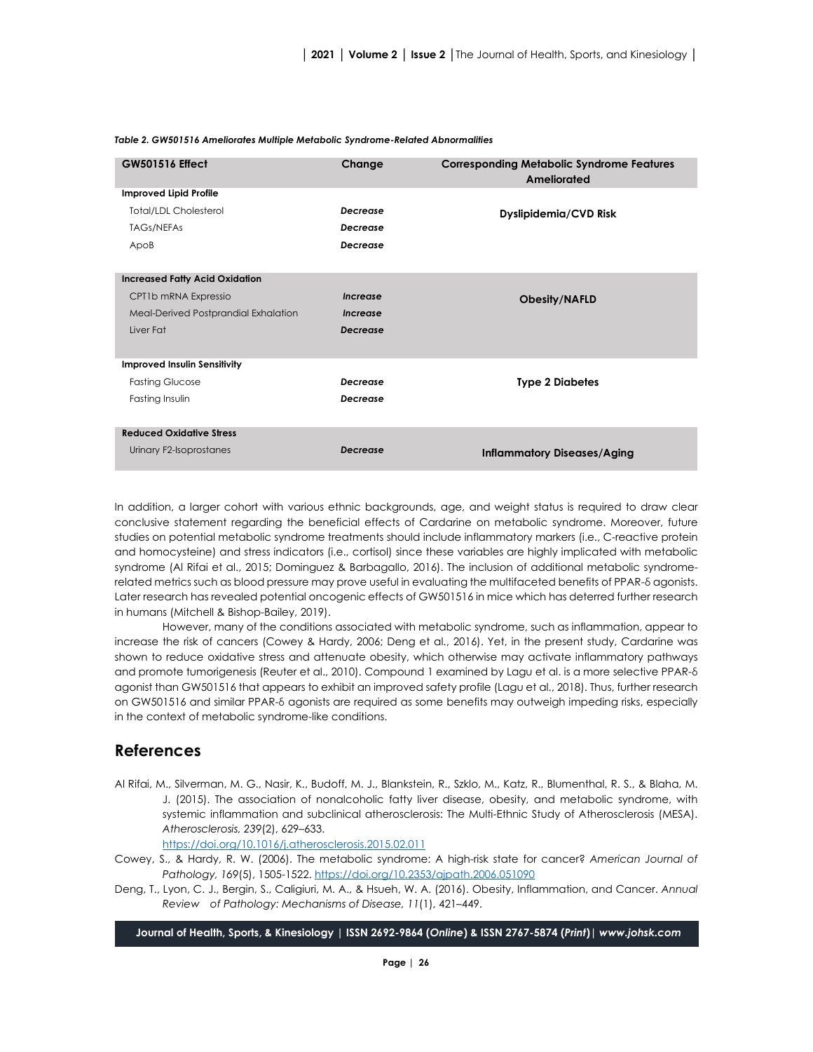*Table 2. GW501516 Ameliorates Multiple Metabolic Syndrome-Related Abnormalities*

| GW501516 Effect | Change | Corresponding Metabolic Syndrome Features Ameliorated |
|---|---|---|
| **Improved Lipid Profile** | | |
| Total/LDL Cholesterol | ***Decrease*** | **Dyslipidemia/CVD Risk** |
| TAGs/NEFAs | ***Decrease*** | |
| ApoB | ***Decrease*** | |
| **Increased Fatty Acid Oxidation** | | |
| CPT1b mRNA Expressio | ***Increase*** | **Obesity/NAFLD** |
| Meal-Derived Postprandial Exhalation | ***Increase*** | |
| Liver Fat | ***Decrease*** | |
| **Improved Insulin Sensitivity** | | |
| Fasting Glucose | ***Decrease*** | **Type 2 Diabetes** |
| Fasting Insulin | ***Decrease*** | |
| **Reduced Oxidative Stress** | | |
| Urinary F2-Isoprostanes | ***Decrease*** | **Inflammatory Diseases/Aging** |

In addition, a larger cohort with various ethnic backgrounds, age, and weight status is required to draw clear conclusive statement regarding the beneficial effects of Cardarine on metabolic syndrome. Moreover, future studies on potential metabolic syndrome treatments should include inflammatory markers (i.e., C-reactive protein and homocysteine) and stress indicators (i.e., cortisol) since these variables are highly implicated with metabolic syndrome (Al Rifai et al., 2015; Dominguez & Barbagallo, 2016). The inclusion of additional metabolic syndrome-related metrics such as blood pressure may prove useful in evaluating the multifaceted benefits of PPAR-δ agonists. Later research has revealed potential oncogenic effects of GW501516 in mice which has deterred further research in humans (Mitchell & Bishop-Bailey, 2019).

However, many of the conditions associated with metabolic syndrome, such as inflammation, appear to increase the risk of cancers (Cowey & Hardy, 2006; Deng et al., 2016). Yet, in the present study, Cardarine was shown to reduce oxidative stress and attenuate obesity, which otherwise may activate inflammatory pathways and promote tumorigenesis (Reuter et al., 2010). Compound 1 examined by Lagu et al. is a more selective PPAR-δ agonist than GW501516 that appears to exhibit an improved safety profile (Lagu et al., 2018). Thus, further research on GW501516 and similar PPAR-δ agonists are required as some benefits may outweigh impeding risks, especially in the context of metabolic syndrome-like conditions.

## References

Al Rifai, M., Silverman, M. G., Nasir, K., Budoff, M. J., Blankstein, R., Szklo, M., Katz, R., Blumenthal, R. S., & Blaha, M. J. (2015). The association of nonalcoholic fatty liver disease, obesity, and metabolic syndrome, with systemic inflammation and subclinical atherosclerosis: The Multi-Ethnic Study of Atherosclerosis (MESA). *Atherosclerosis, 239*(2), 629–633. https://doi.org/10.1016/j.atherosclerosis.2015.02.011

Cowey, S., & Hardy, R. W. (2006). The metabolic syndrome: A high-risk state for cancer? *American Journal of Pathology, 169*(5), 1505-1522. https://doi.org/10.2353/ajpath.2006.051090

Deng, T., Lyon, C. J., Bergin, S., Caligiuri, M. A., & Hsueh, W. A. (2016). Obesity, Inflammation, and Cancer. *Annual Review of Pathology: Mechanisms of Disease, 11*(1), 421–449.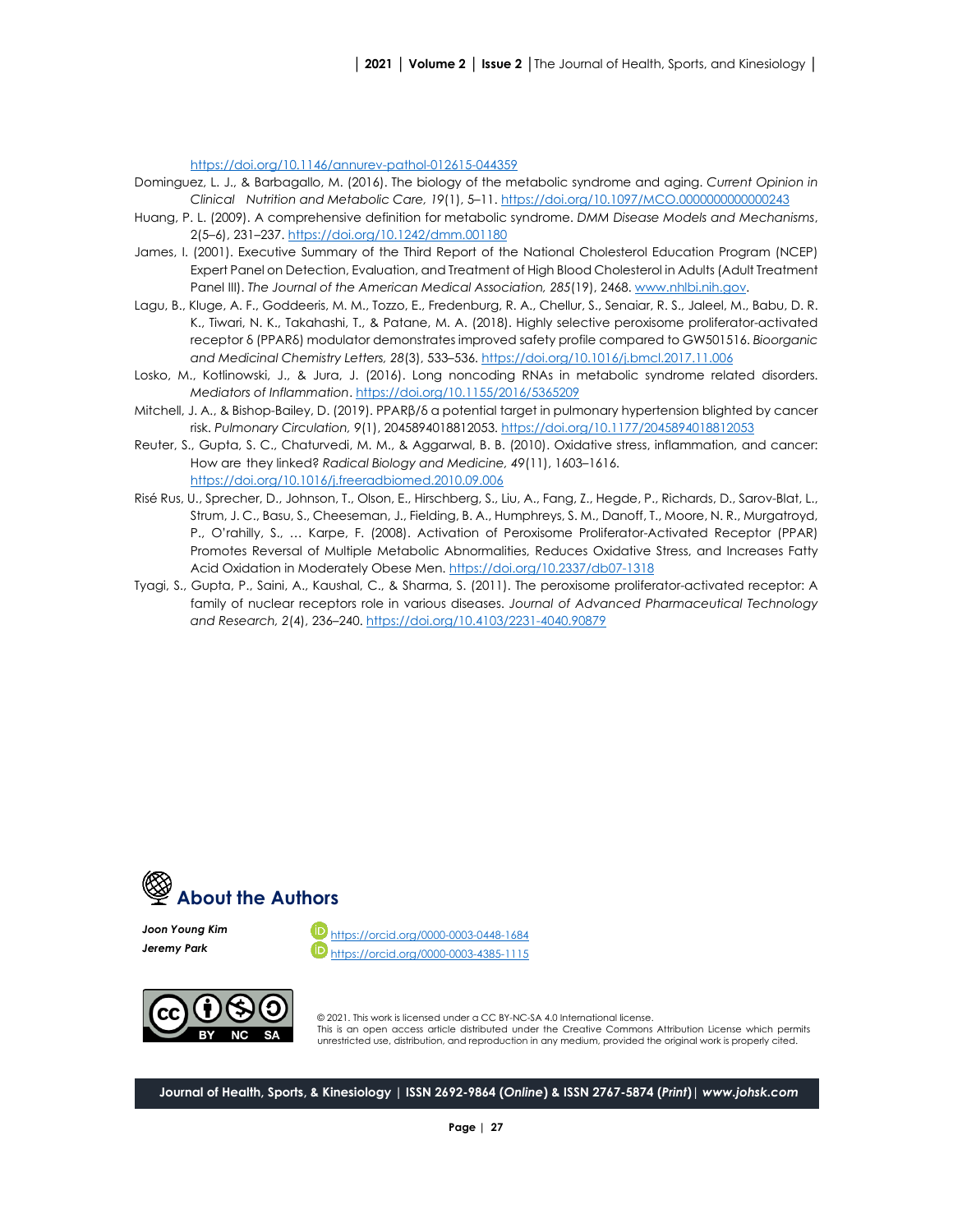https://doi.org/10.1146/annurev-pathol-012615-044359

Dominguez, L. J., & Barbagallo, M. (2016). The biology of the metabolic syndrome and aging. *Current Opinion in Clinical Nutrition and Metabolic Care, 19*(1), 5–11. https://doi.org/10.1097/MCO.0000000000000243

Huang, P. L. (2009). A comprehensive definition for metabolic syndrome. *DMM Disease Models and Mechanisms*, 2(5–6), 231–237. https://doi.org/10.1242/dmm.001180

James, I. (2001). Executive Summary of the Third Report of the National Cholesterol Education Program (NCEP) Expert Panel on Detection, Evaluation, and Treatment of High Blood Cholesterol in Adults (Adult Treatment Panel III). *The Journal of the American Medical Association, 285*(19), 2468. www.nhlbi.nih.gov.

Lagu, B., Kluge, A. F., Goddeeris, M. M., Tozzo, E., Fredenburg, R. A., Chellur, S., Senaiar, R. S., Jaleel, M., Babu, D. R. K., Tiwari, N. K., Takahashi, T., & Patane, M. A. (2018). Highly selective peroxisome proliferator-activated receptor δ (PPARδ) modulator demonstrates improved safety profile compared to GW501516. *Bioorganic and Medicinal Chemistry Letters, 28*(3), 533–536. https://doi.org/10.1016/j.bmcl.2017.11.006

Losko, M., Kotlinowski, J., & Jura, J. (2016). Long noncoding RNAs in metabolic syndrome related disorders. *Mediators of Inflammation*. https://doi.org/10.1155/2016/5365209

Mitchell, J. A., & Bishop-Bailey, D. (2019). PPARβ/δ a potential target in pulmonary hypertension blighted by cancer risk. *Pulmonary Circulation, 9*(1), 2045894018812053. https://doi.org/10.1177/2045894018812053

Reuter, S., Gupta, S. C., Chaturvedi, M. M., & Aggarwal, B. B. (2010). Oxidative stress, inflammation, and cancer: How are they linked? *Radical Biology and Medicine, 49*(11), 1603–1616. https://doi.org/10.1016/j.freeradbiomed.2010.09.006

Risé Rus, U., Sprecher, D., Johnson, T., Olson, E., Hirschberg, S., Liu, A., Fang, Z., Hegde, P., Richards, D., Sarov-Blat, L., Strum, J. C., Basu, S., Cheeseman, J., Fielding, B. A., Humphreys, S. M., Danoff, T., Moore, N. R., Murgatroyd, P., O'rahilly, S., … Karpe, F. (2008). Activation of Peroxisome Proliferator-Activated Receptor (PPAR) Promotes Reversal of Multiple Metabolic Abnormalities, Reduces Oxidative Stress, and Increases Fatty Acid Oxidation in Moderately Obese Men. https://doi.org/10.2337/db07-1318

Tyagi, S., Gupta, P., Saini, A., Kaushal, C., & Sharma, S. (2011). The peroxisome proliferator-activated receptor: A family of nuclear receptors role in various diseases. *Journal of Advanced Pharmaceutical Technology and Research, 2*(4), 236–240. https://doi.org/10.4103/2231-4040.90879

## About the Authors

***Joon Young Kim*** https://orcid.org/0000-0003-0448-1684

***Jeremy Park*** https://orcid.org/0000-0003-4385-1115

© 2021. This work is licensed under a CC BY-NC-SA 4.0 International license.
This is an open access article distributed under the Creative Commons Attribution License which permits unrestricted use, distribution, and reproduction in any medium, provided the original work is properly cited.